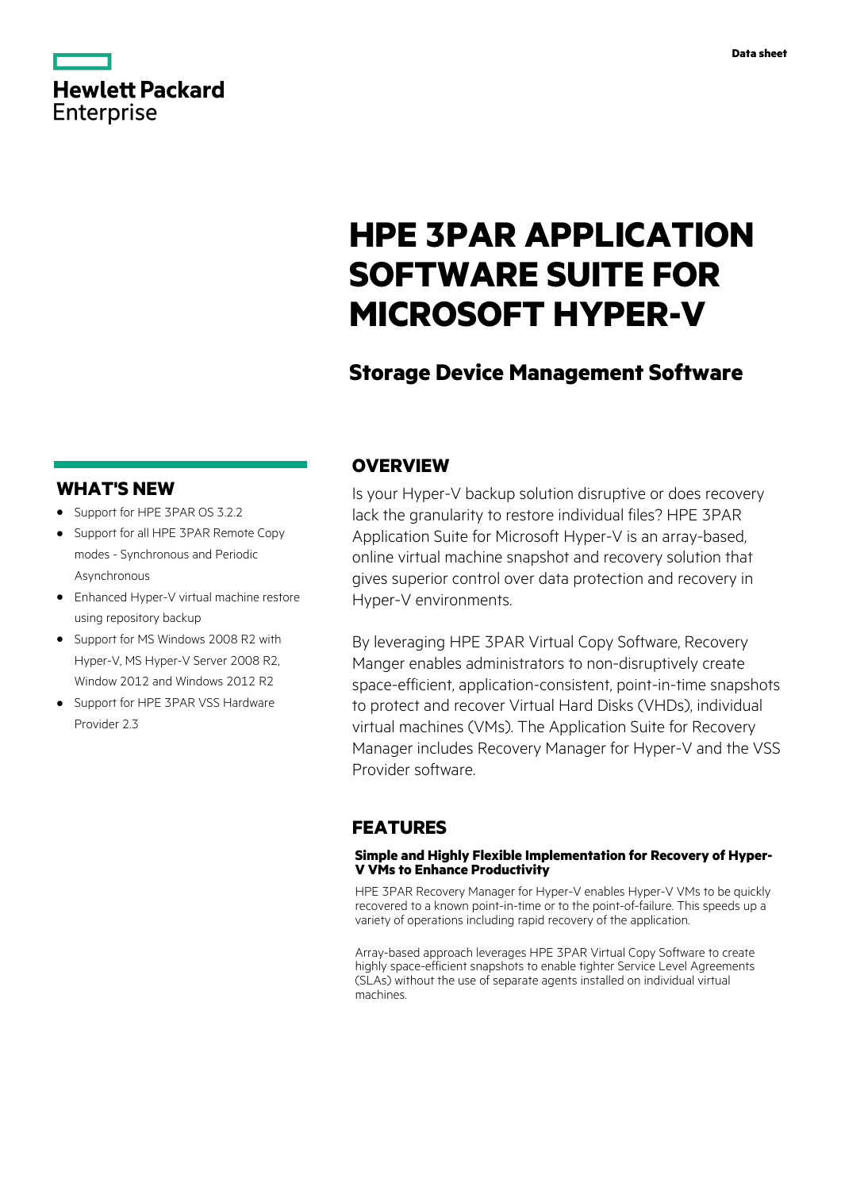Hewlett Packard Enterprise

Data sheet

# HPE 3PAR APPLICATION SOFTWARE SUITE FOR MICROSOFT HYPER-V

## Storage Device Management Software

## OVERVIEW

Is your Hyper-V backup solution disruptive or does recovery lack the granularity to restore individual files? HPE 3PAR Application Suite for Microsoft Hyper-V is an array-based, online virtual machine snapshot and recovery solution that gives superior control over data protection and recovery in Hyper-V environments.

By leveraging HPE 3PAR Virtual Copy Software, Recovery Manger enables administrators to non-disruptively create space-efficient, application-consistent, point-in-time snapshots to protect and recover Virtual Hard Disks (VHDs), individual virtual machines (VMs). The Application Suite for Recovery Manager includes Recovery Manager for Hyper-V and the VSS Provider software.

## WHAT'S NEW

- Support for HPE 3PAR OS 3.2.2
- Support for all HPE 3PAR Remote Copy modes - Synchronous and Periodic Asynchronous
- Enhanced Hyper-V virtual machine restore using repository backup
- Support for MS Windows 2008 R2 with Hyper-V, MS Hyper-V Server 2008 R2, Window 2012 and Windows 2012 R2
- Support for HPE 3PAR VSS Hardware Provider 2.3

## FEATURES

### Simple and Highly Flexible Implementation for Recovery of Hyper-V VMs to Enhance Productivity

HPE 3PAR Recovery Manager for Hyper-V enables Hyper-V VMs to be quickly recovered to a known point-in-time or to the point-of-failure. This speeds up a variety of operations including rapid recovery of the application.

Array-based approach leverages HPE 3PAR Virtual Copy Software to create highly space-efficient snapshots to enable tighter Service Level Agreements (SLAs) without the use of separate agents installed on individual virtual machines.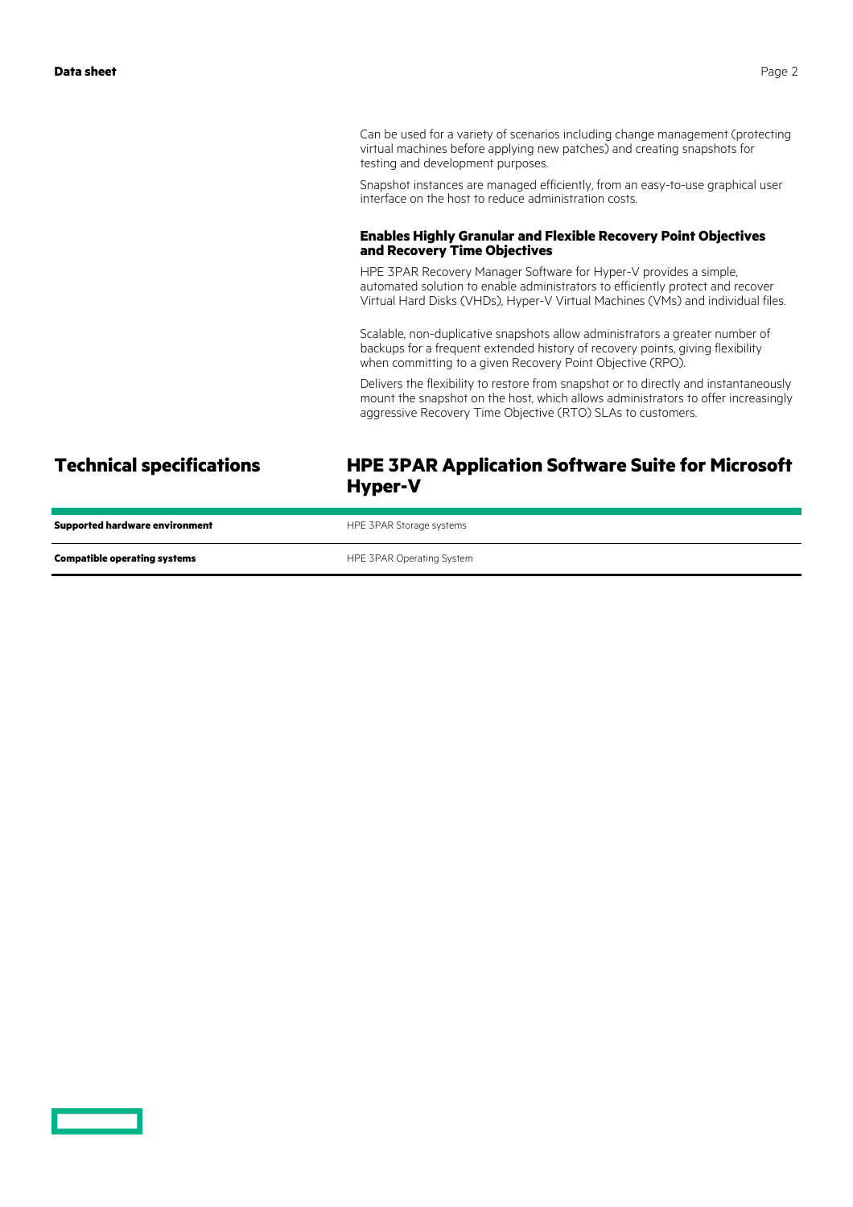Can be used for a variety of scenarios including change management (protecting virtual machines before applying new patches) and creating snapshots for testing and development purposes.

Snapshot instances are managed efficiently, from an easy-to-use graphical user interface on the host to reduce administration costs.

### Enables Highly Granular and Flexible Recovery Point Objectives and Recovery Time Objectives

HPE 3PAR Recovery Manager Software for Hyper-V provides a simple, automated solution to enable administrators to efficiently protect and recover Virtual Hard Disks (VHDs), Hyper-V Virtual Machines (VMs) and individual files.

Scalable, non-duplicative snapshots allow administrators a greater number of backups for a frequent extended history of recovery points, giving flexibility when committing to a given Recovery Point Objective (RPO).

Delivers the flexibility to restore from snapshot or to directly and instantaneously mount the snapshot on the host, which allows administrators to offer increasingly aggressive Recovery Time Objective (RTO) SLAs to customers.

## Technical specifications

## HPE 3PAR Application Software Suite for Microsoft Hyper-V

| | |
|---|---|
| **Supported hardware environment** | HPE 3PAR Storage systems |
| **Compatible operating systems** | HPE 3PAR Operating System |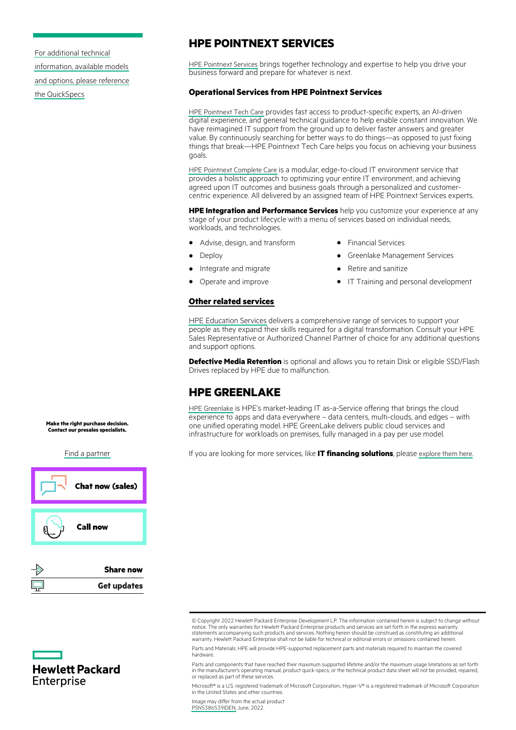For additional technical information, available models and options, please reference the QuickSpecs

## HPE POINTNEXT SERVICES

HPE Pointnext Services brings together technology and expertise to help you drive your business forward and prepare for whatever is next.

### Operational Services from HPE Pointnext Services

HPE Pointnext Tech Care provides fast access to product-specific experts, an AI-driven digital experience, and general technical guidance to help enable constant innovation. We have reimagined IT support from the ground up to deliver faster answers and greater value. By continuously searching for better ways to do things—as opposed to just fixing things that break—HPE Pointnext Tech Care helps you focus on achieving your business goals.

HPE Pointnext Complete Care is a modular, edge-to-cloud IT environment service that provides a holistic approach to optimizing your entire IT environment, and achieving agreed upon IT outcomes and business goals through a personalized and customer-centric experience. All delivered by an assigned team of HPE Pointnext Services experts.

**HPE Integration and Performance Services** help you customize your experience at any stage of your product lifecycle with a menu of services based on individual needs, workloads, and technologies.

- Advise, design, and transform
- Deploy
- Integrate and migrate
- Operate and improve
- Financial Services
- Greenlake Management Services
- Retire and sanitize
- IT Training and personal development

### Other related services

HPE Education Services delivers a comprehensive range of services to support your people as they expand their skills required for a digital transformation. Consult your HPE Sales Representative or Authorized Channel Partner of choice for any additional questions and support options.

**Defective Media Retention** is optional and allows you to retain Disk or eligible SSD/Flash Drives replaced by HPE due to malfunction.

## HPE GREENLAKE

HPE Greenlake is HPE's market-leading IT as-a-Service offering that brings the cloud experience to apps and data everywhere – data centers, multi-clouds, and edges – with one unified operating model. HPE GreenLake delivers public cloud services and infrastructure for workloads on premises, fully managed in a pay per use model.

If you are looking for more services, like **IT financing solutions**, please explore them here.

**Make the right purchase decision. Contact our presales specialists.**

Find a partner

**Chat now (sales)**

**Call now**

**Share now**

**Get updates**

© Copyright 2022 Hewlett Packard Enterprise Development LP. The information contained herein is subject to change without notice. The only warranties for Hewlett Packard Enterprise products and services are set forth in the express warranty statements accompanying such products and services. Nothing herein should be construed as constituting an additional warranty. Hewlett Packard Enterprise shall not be liable for technical or editorial errors or omissions contained herein.

Parts and Materials: HPE will provide HPE-supported replacement parts and materials required to maintain the covered hardware.

Parts and components that have reached their maximum supported lifetime and/or the maximum usage limitations as set forth in the manufacturer's operating manual, product quick-specs, or the technical product data sheet will not be provided, repaired, or replaced as part of these services.

Microsoft® is a U.S. registered trademark of Microsoft Corporation.; Hyper-V® is a registered trademark of Microsoft Corporation in the United States and other countries.

Image may differ from the actual product

PSN5386539IDEN, June, 2022.

**Hewlett Packard Enterprise**